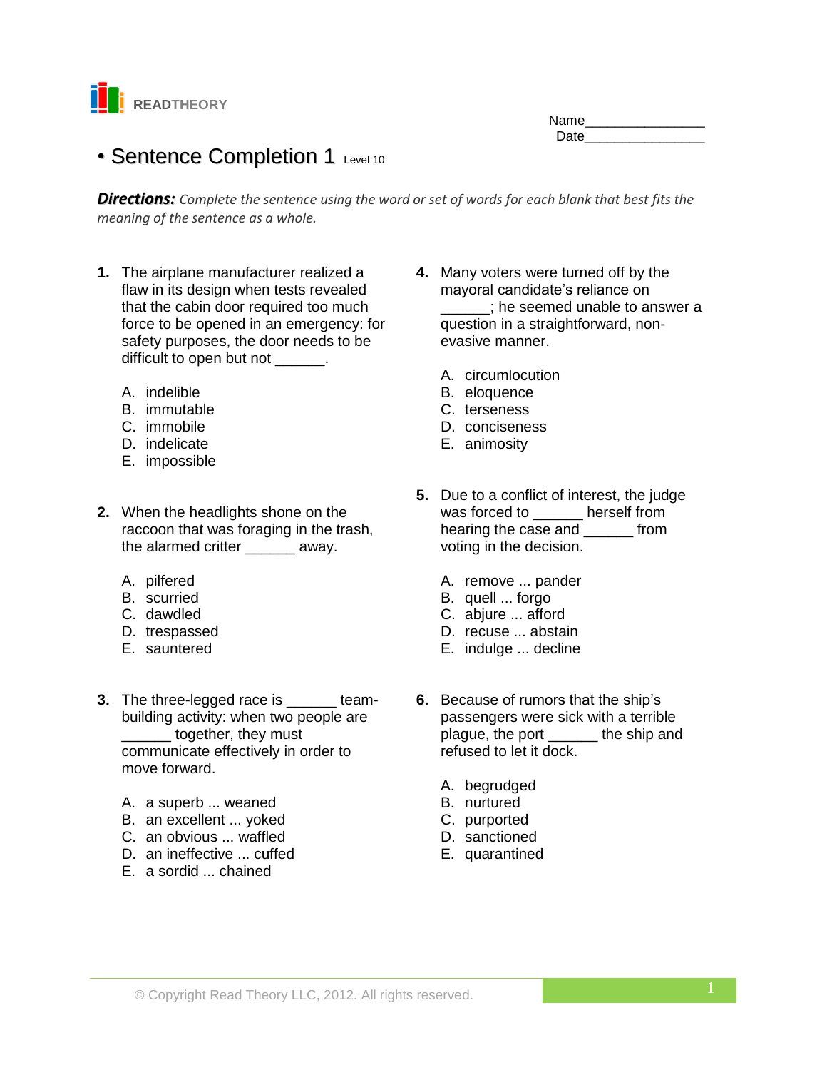READTHEORY

Name________________
Date________________

# • Sentence Completion 1 Level 10

***Directions:*** *Complete the sentence using the word or set of words for each blank that best fits the meaning of the sentence as a whole.*

**1.** The airplane manufacturer realized a flaw in its design when tests revealed that the cabin door required too much force to be opened in an emergency: for safety purposes, the door needs to be difficult to open but not ______.

A. indelible
B. immutable
C. immobile
D. indelicate
E. impossible

**2.** When the headlights shone on the raccoon that was foraging in the trash, the alarmed critter ______ away.

A. pilfered
B. scurried
C. dawdled
D. trespassed
E. sauntered

**3.** The three-legged race is ______ team-building activity: when two people are ______ together, they must communicate effectively in order to move forward.

A. a superb ... weaned
B. an excellent ... yoked
C. an obvious ... waffled
D. an ineffective ... cuffed
E. a sordid ... chained

**4.** Many voters were turned off by the mayoral candidate's reliance on ______; he seemed unable to answer a question in a straightforward, non-evasive manner.

A. circumlocution
B. eloquence
C. terseness
D. conciseness
E. animosity

**5.** Due to a conflict of interest, the judge was forced to ______ herself from hearing the case and ______ from voting in the decision.

A. remove ... pander
B. quell ... forgo
C. abjure ... afford
D. recuse ... abstain
E. indulge ... decline

**6.** Because of rumors that the ship's passengers were sick with a terrible plague, the port ______ the ship and refused to let it dock.

A. begrudged
B. nurtured
C. purported
D. sanctioned
E. quarantined

© Copyright Read Theory LLC, 2012. All rights reserved.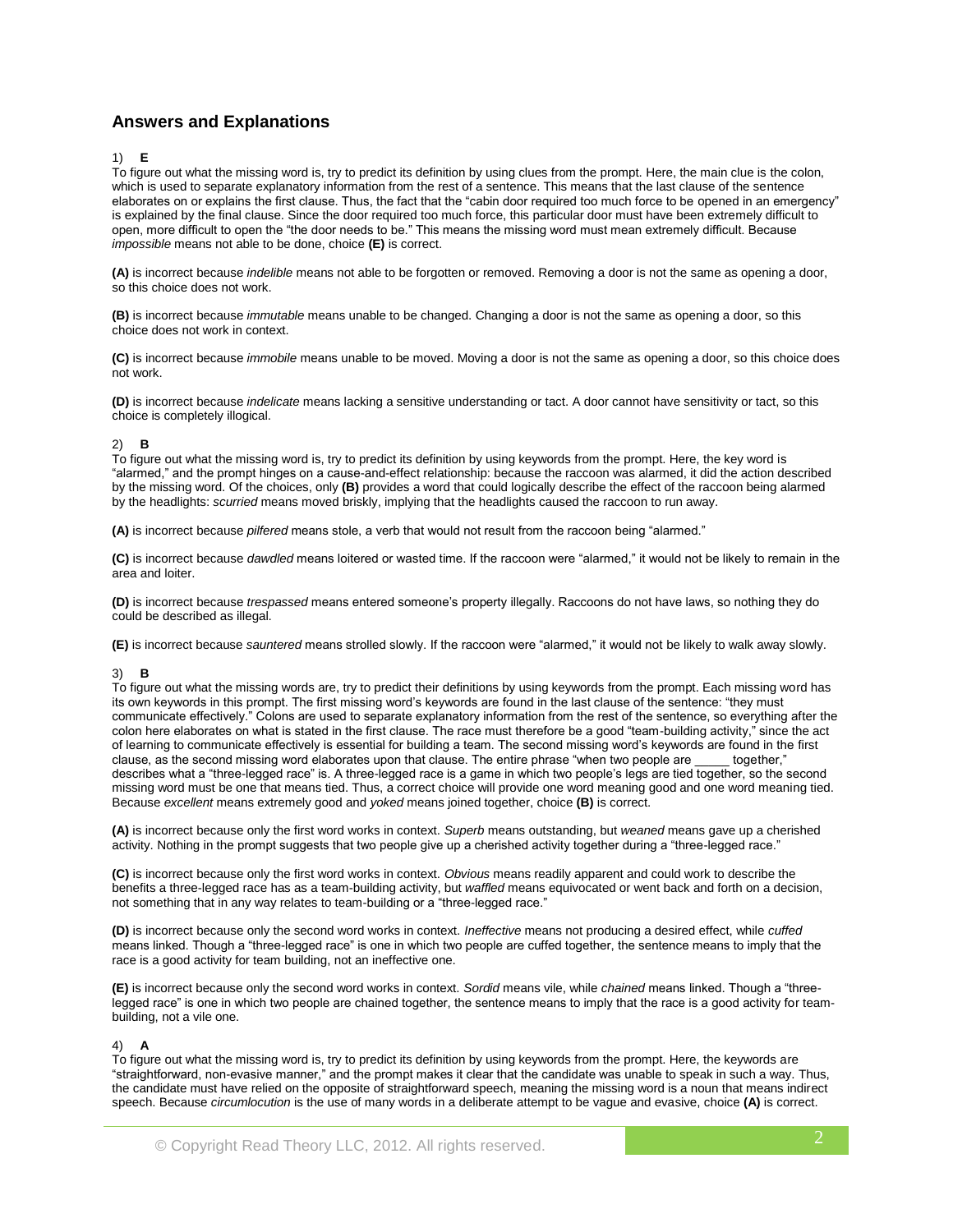## Answers and Explanations

1) **E**

To figure out what the missing word is, try to predict its definition by using clues from the prompt. Here, the main clue is the colon, which is used to separate explanatory information from the rest of a sentence. This means that the last clause of the sentence elaborates on or explains the first clause. Thus, the fact that the "cabin door required too much force to be opened in an emergency" is explained by the final clause. Since the door required too much force, this particular door must have been extremely difficult to open, more difficult to open the "the door needs to be." This means the missing word must mean extremely difficult. Because *impossible* means not able to be done, choice **(E)** is correct.

**(A)** is incorrect because *indelible* means not able to be forgotten or removed. Removing a door is not the same as opening a door, so this choice does not work.

**(B)** is incorrect because *immutable* means unable to be changed. Changing a door is not the same as opening a door, so this choice does not work in context.

**(C)** is incorrect because *immobile* means unable to be moved. Moving a door is not the same as opening a door, so this choice does not work.

**(D)** is incorrect because *indelicate* means lacking a sensitive understanding or tact. A door cannot have sensitivity or tact, so this choice is completely illogical.

2) **B**

To figure out what the missing word is, try to predict its definition by using keywords from the prompt. Here, the key word is "alarmed," and the prompt hinges on a cause-and-effect relationship: because the raccoon was alarmed, it did the action described by the missing word. Of the choices, only **(B)** provides a word that could logically describe the effect of the raccoon being alarmed by the headlights: *scurried* means moved briskly, implying that the headlights caused the raccoon to run away.

**(A)** is incorrect because *pilfered* means stole, a verb that would not result from the raccoon being "alarmed."

**(C)** is incorrect because *dawdled* means loitered or wasted time. If the raccoon were "alarmed," it would not be likely to remain in the area and loiter.

**(D)** is incorrect because *trespassed* means entered someone's property illegally. Raccoons do not have laws, so nothing they do could be described as illegal.

**(E)** is incorrect because *sauntered* means strolled slowly. If the raccoon were "alarmed," it would not be likely to walk away slowly.

3) **B**

To figure out what the missing words are, try to predict their definitions by using keywords from the prompt. Each missing word has its own keywords in this prompt. The first missing word's keywords are found in the last clause of the sentence: "they must communicate effectively." Colons are used to separate explanatory information from the rest of the sentence, so everything after the colon here elaborates on what is stated in the first clause. The race must therefore be a good "team-building activity," since the act of learning to communicate effectively is essential for building a team. The second missing word's keywords are found in the first clause, as the second missing word elaborates upon that clause. The entire phrase "when two people are _____ together," describes what a "three-legged race" is. A three-legged race is a game in which two people's legs are tied together, so the second missing word must be one that means tied. Thus, a correct choice will provide one word meaning good and one word meaning tied. Because *excellent* means extremely good and *yoked* means joined together, choice **(B)** is correct.

**(A)** is incorrect because only the first word works in context. *Superb* means outstanding, but *weaned* means gave up a cherished activity. Nothing in the prompt suggests that two people give up a cherished activity together during a "three-legged race."

**(C)** is incorrect because only the first word works in context. *Obvious* means readily apparent and could work to describe the benefits a three-legged race has as a team-building activity, but *waffled* means equivocated or went back and forth on a decision, not something that in any way relates to team-building or a "three-legged race."

**(D)** is incorrect because only the second word works in context. *Ineffective* means not producing a desired effect, while *cuffed* means linked. Though a "three-legged race" is one in which two people are cuffed together, the sentence means to imply that the race is a good activity for team building, not an ineffective one.

**(E)** is incorrect because only the second word works in context. *Sordid* means vile, while *chained* means linked. Though a "three-legged race" is one in which two people are chained together, the sentence means to imply that the race is a good activity for team-building, not a vile one.

4) **A**

To figure out what the missing word is, try to predict its definition by using keywords from the prompt. Here, the keywords are "straightforward, non-evasive manner," and the prompt makes it clear that the candidate was unable to speak in such a way. Thus, the candidate must have relied on the opposite of straightforward speech, meaning the missing word is a noun that means indirect speech. Because *circumlocution* is the use of many words in a deliberate attempt to be vague and evasive, choice **(A)** is correct.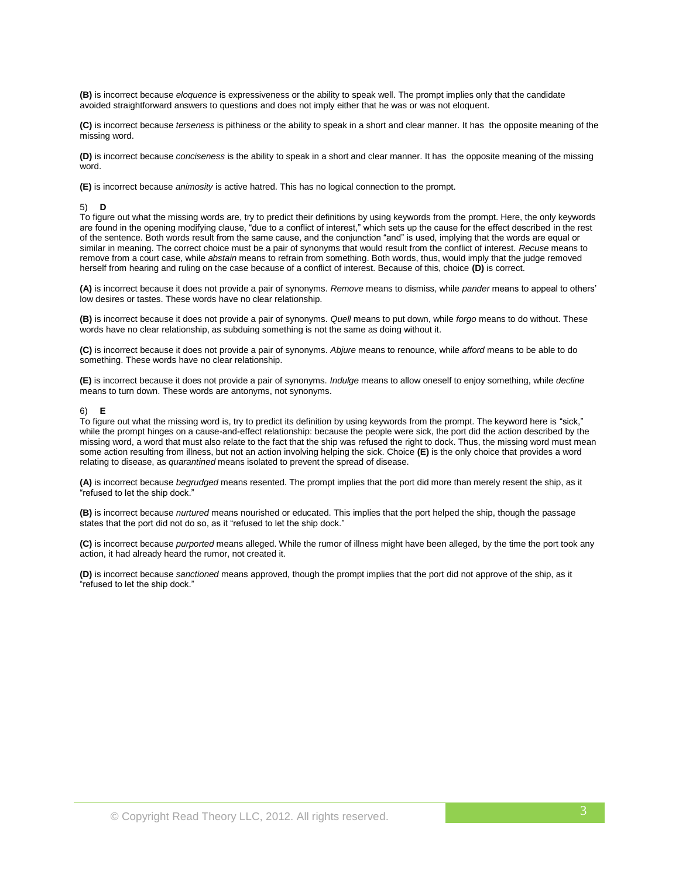**(B)** is incorrect because *eloquence* is expressiveness or the ability to speak well. The prompt implies only that the candidate avoided straightforward answers to questions and does not imply either that he was or was not eloquent.

**(C)** is incorrect because *terseness* is pithiness or the ability to speak in a short and clear manner. It has the opposite meaning of the missing word.

**(D)** is incorrect because *conciseness* is the ability to speak in a short and clear manner. It has the opposite meaning of the missing word.

**(E)** is incorrect because *animosity* is active hatred. This has no logical connection to the prompt.

5) **D**
To figure out what the missing words are, try to predict their definitions by using keywords from the prompt. Here, the only keywords are found in the opening modifying clause, "due to a conflict of interest," which sets up the cause for the effect described in the rest of the sentence. Both words result from the same cause, and the conjunction "and" is used, implying that the words are equal or similar in meaning. The correct choice must be a pair of synonyms that would result from the conflict of interest. *Recuse* means to remove from a court case, while *abstain* means to refrain from something. Both words, thus, would imply that the judge removed herself from hearing and ruling on the case because of a conflict of interest. Because of this, choice **(D)** is correct.

**(A)** is incorrect because it does not provide a pair of synonyms. *Remove* means to dismiss, while *pander* means to appeal to others' low desires or tastes. These words have no clear relationship.

**(B)** is incorrect because it does not provide a pair of synonyms. *Quell* means to put down, while *forgo* means to do without. These words have no clear relationship, as subduing something is not the same as doing without it.

**(C)** is incorrect because it does not provide a pair of synonyms. *Abjure* means to renounce, while *afford* means to be able to do something. These words have no clear relationship.

**(E)** is incorrect because it does not provide a pair of synonyms. *Indulge* means to allow oneself to enjoy something, while *decline* means to turn down. These words are antonyms, not synonyms.

6) **E**
To figure out what the missing word is, try to predict its definition by using keywords from the prompt. The keyword here is "sick," while the prompt hinges on a cause-and-effect relationship: because the people were sick, the port did the action described by the missing word, a word that must also relate to the fact that the ship was refused the right to dock. Thus, the missing word must mean some action resulting from illness, but not an action involving helping the sick. Choice **(E)** is the only choice that provides a word relating to disease, as *quarantined* means isolated to prevent the spread of disease.

**(A)** is incorrect because *begrudged* means resented. The prompt implies that the port did more than merely resent the ship, as it "refused to let the ship dock."

**(B)** is incorrect because *nurtured* means nourished or educated. This implies that the port helped the ship, though the passage states that the port did not do so, as it "refused to let the ship dock."

**(C)** is incorrect because *purported* means alleged. While the rumor of illness might have been alleged, by the time the port took any action, it had already heard the rumor, not created it.

**(D)** is incorrect because *sanctioned* means approved, though the prompt implies that the port did not approve of the ship, as it "refused to let the ship dock."